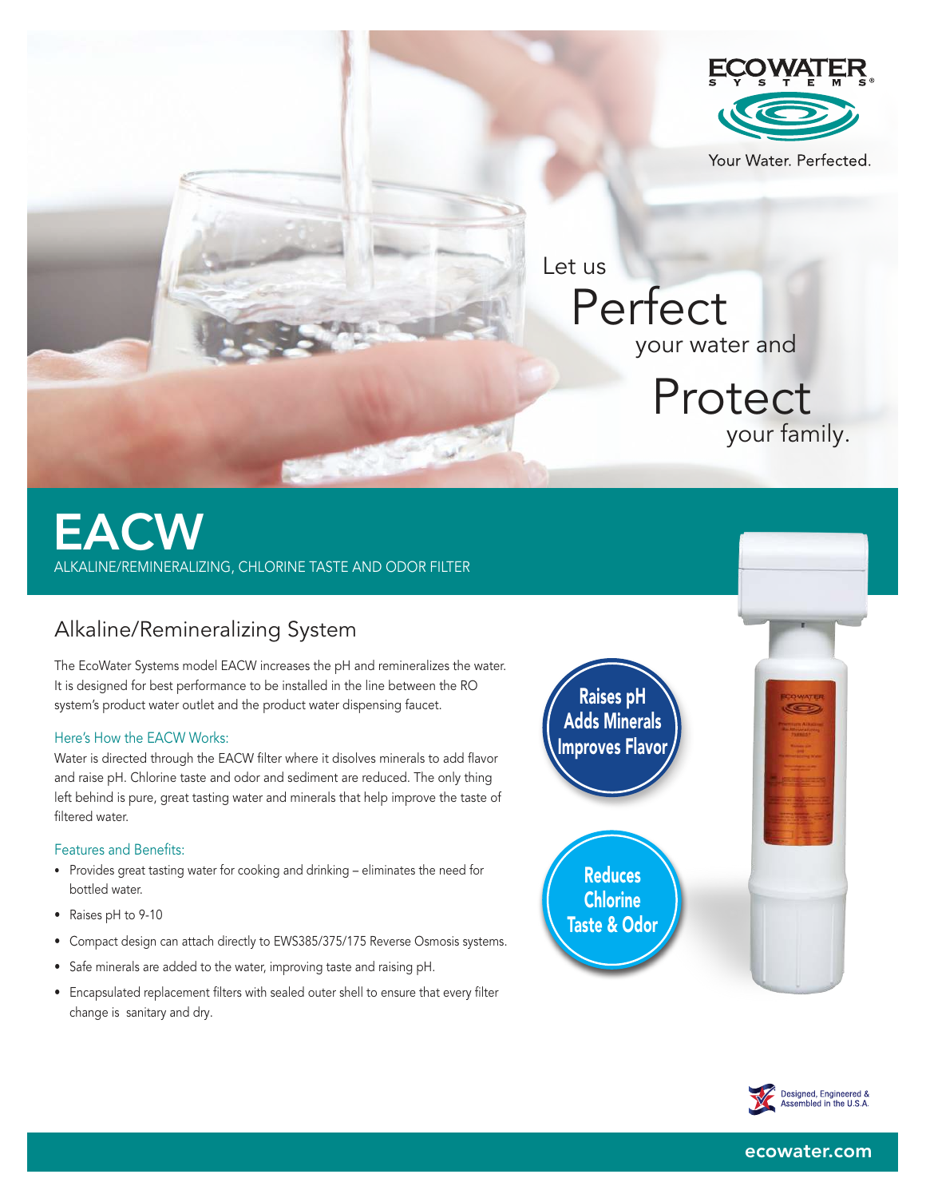ECOWATER SYSTEMS

Your Water. Perfected.

Let us **Perfect** your water and **Protect** your family.

# EACW

ALKALINE/REMINERALIZING, CHLORINE TASTE AND ODOR FILTER

## Alkaline/Remineralizing System

The EcoWater Systems model EACW increases the pH and remineralizes the water. It is designed for best performance to be installed in the line between the RO system's product water outlet and the product water dispensing faucet.

### Here's How the EACW Works:

Water is directed through the EACW filter where it disolves minerals to add flavor and raise pH. Chlorine taste and odor and sediment are reduced. The only thing left behind is pure, great tasting water and minerals that help improve the taste of filtered water.

### Features and Benefits:

- Provides great tasting water for cooking and drinking – eliminates the need for bottled water.
- Raises pH to 9-10
- Compact design can attach directly to EWS385/375/175 Reverse Osmosis systems.
- Safe minerals are added to the water, improving taste and raising pH.
- Encapsulated replacement filters with sealed outer shell to ensure that every filter change is sanitary and dry.

**Raises pH**
**Adds Minerals**
**Improves Flavor**

**Reduces Chlorine Taste & Odor**

Designed, Engineered & Assembled in the U.S.A.

ecowater.com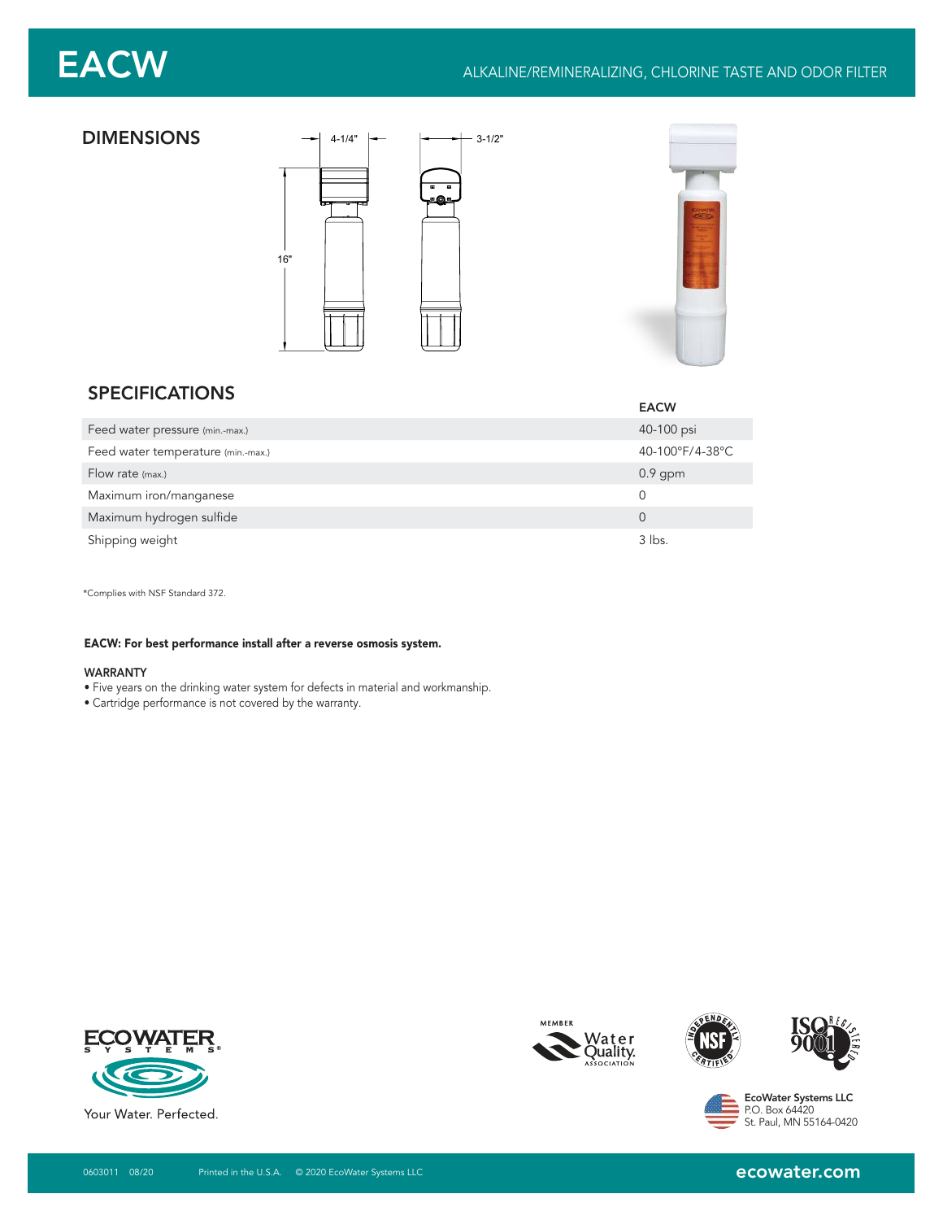# EACW

ALKALINE/REMINERALIZING, CHLORINE TASTE AND ODOR FILTER

## DIMENSIONS

4-1/4"

3-1/2"

16"

## SPECIFICATIONS

| | EACW |
|---|---|
| Feed water pressure (min.-max.) | 40-100 psi |
| Feed water temperature (min.-max.) | 40-100°F/4-38°C |
| Flow rate (max.) | 0.9 gpm |
| Maximum iron/manganese | 0 |
| Maximum hydrogen sulfide | 0 |
| Shipping weight | 3 lbs. |

*Complies with NSF Standard 372.

**EACW: For best performance install after a reverse osmosis system.**

**WARRANTY**

- Five years on the drinking water system for defects in material and workmanship.
- Cartridge performance is not covered by the warranty.

ECOWATER SYSTEMS®

Your Water. Perfected.

MEMBER Water Quality. ASSOCIATION

EcoWater Systems LLC
P.O. Box 64420
St. Paul, MN 55164-0420

0603011 08/20 Printed in the U.S.A. © 2020 EcoWater Systems LLC

ecowater.com